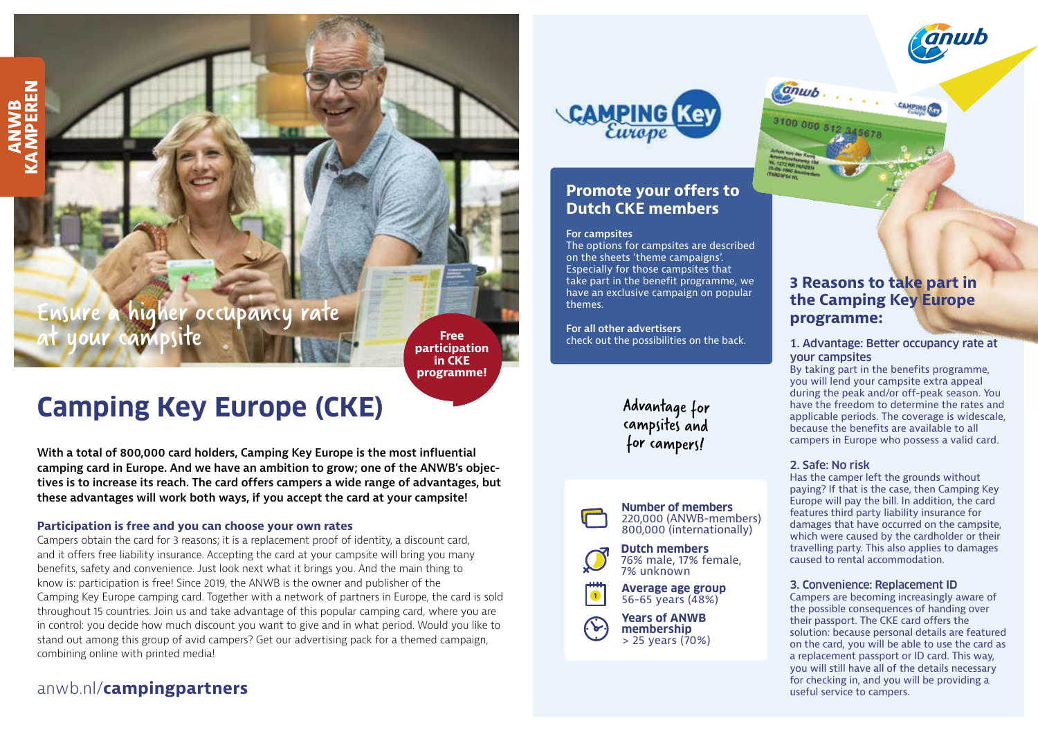ANWB KAMPEREN

Ensure a higher occupancy rate at your campsite

**Free participation in CKE programme!**

# Camping Key Europe (CKE)

**With a total of 800,000 card holders, Camping Key Europe is the most influential camping card in Europe. And we have an ambition to grow; one of the ANWB's objectives is to increase its reach. The card offers campers a wide range of advantages, but these advantages will work both ways, if you accept the card at your campsite!**

### Participation is free and you can choose your own rates

Campers obtain the card for 3 reasons; it is a replacement proof of identity, a discount card, and it offers free liability insurance. Accepting the card at your campsite will bring you many benefits, safety and convenience. Just look next what it brings you. And the main thing to know is: participation is free! Since 2019, the ANWB is the owner and publisher of the Camping Key Europe camping card. Together with a network of partners in Europe, the card is sold throughout 15 countries. Join us and take advantage of this popular camping card, where you are in control: you decide how much discount you want to give and in what period. Would you like to stand out among this group of avid campers? Get our advertising pack for a themed campaign, combining online with printed media!

anwb.nl/**campingpartners**

## Promote your offers to Dutch CKE members

**For campsites**
The options for campsites are described on the sheets 'theme campaigns'. Especially for those campsites that take part in the benefit programme, we have an exclusive campaign on popular themes.

**For all other advertisers**
check out the possibilities on the back.

Advantage for campsites and for campers!

**Number of members**
220,000 (ANWB-members)
800,000 (internationally)

**Dutch members**
76% male, 17% female, 7% unknown

**Average age group**
56-65 years (48%)

**Years of ANWB membership**
> 25 years (70%)

## 3 Reasons to take part in the Camping Key Europe programme:

### 1. Advantage: Better occupancy rate at your campsites
By taking part in the benefits programme, you will lend your campsite extra appeal during the peak and/or off-peak season. You have the freedom to determine the rates and applicable periods. The coverage is widescale, because the benefits are available to all campers in Europe who possess a valid card.

### 2. Safe: No risk
Has the camper left the grounds without paying? If that is the case, then Camping Key Europe will pay the bill. In addition, the card features third party liability insurance for damages that have occurred on the campsite, which were caused by the cardholder or their travelling party. This also applies to damages caused to rental accommodation.

### 3. Convenience: Replacement ID
Campers are becoming increasingly aware of the possible consequences of handing over their passport. The CKE card offers the solution: because personal details are featured on the card, you will be able to use the card as a replacement passport or ID card. This way, you will still have all of the details necessary for checking in, and you will be providing a useful service to campers.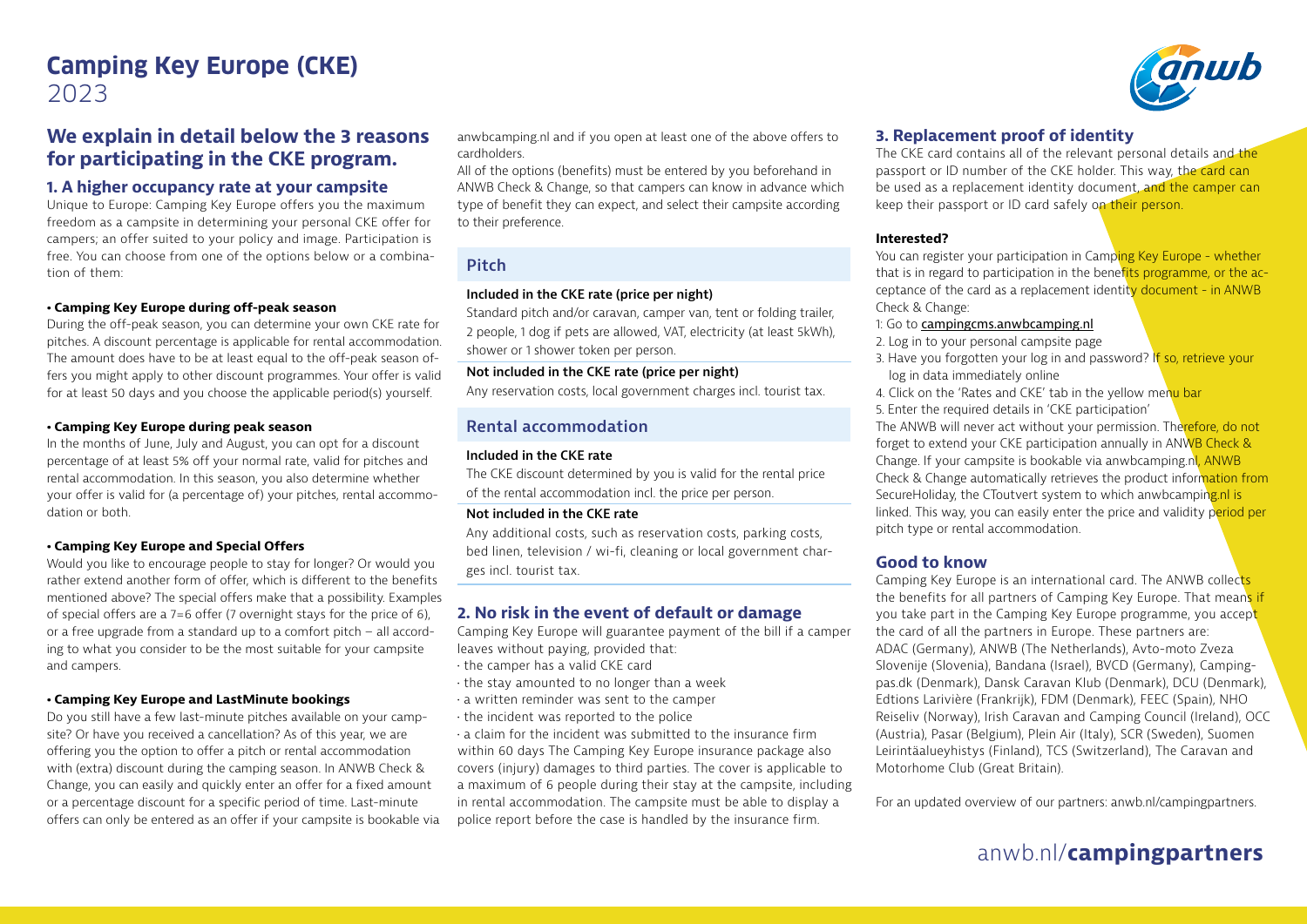# Camping Key Europe (CKE)
2023

## We explain in detail below the 3 reasons for participating in the CKE program.

### 1. A higher occupancy rate at your campsite

Unique to Europe: Camping Key Europe offers you the maximum freedom as a campsite in determining your personal CKE offer for campers; an offer suited to your policy and image. Participation is free. You can choose from one of the options below or a combination of them:

**• Camping Key Europe during off-peak season**

During the off-peak season, you can determine your own CKE rate for pitches. A discount percentage is applicable for rental accommodation. The amount does have to be at least equal to the off-peak season offers you might apply to other discount programmes. Your offer is valid for at least 50 days and you choose the applicable period(s) yourself.

**• Camping Key Europe during peak season**

In the months of June, July and August, you can opt for a discount percentage of at least 5% off your normal rate, valid for pitches and rental accommodation. In this season, you also determine whether your offer is valid for (a percentage of) your pitches, rental accommodation or both.

**• Camping Key Europe and Special Offers**

Would you like to encourage people to stay for longer? Or would you rather extend another form of offer, which is different to the benefits mentioned above? The special offers make that a possibility. Examples of special offers are a 7=6 offer (7 overnight stays for the price of 6), or a free upgrade from a standard up to a comfort pitch – all according to what you consider to be the most suitable for your campsite and campers.

**• Camping Key Europe and LastMinute bookings**

Do you still have a few last-minute pitches available on your campsite? Or have you received a cancellation? As of this year, we are offering you the option to offer a pitch or rental accommodation with (extra) discount during the camping season. In ANWB Check & Change, you can easily and quickly enter an offer for a fixed amount or a percentage discount for a specific period of time. Last-minute offers can only be entered as an offer if your campsite is bookable via anwbcamping.nl and if you open at least one of the above offers to cardholders.

All of the options (benefits) must be entered by you beforehand in ANWB Check & Change, so that campers can know in advance which type of benefit they can expect, and select their campsite according to their preference.

#### Pitch

**Included in the CKE rate (price per night)**

Standard pitch and/or caravan, camper van, tent or folding trailer, 2 people, 1 dog if pets are allowed, VAT, electricity (at least 5kWh), shower or 1 shower token per person.

**Not included in the CKE rate (price per night)**

Any reservation costs, local government charges incl. tourist tax.

#### Rental accommodation

**Included in the CKE rate**

The CKE discount determined by you is valid for the rental price of the rental accommodation incl. the price per person.

**Not included in the CKE rate**

Any additional costs, such as reservation costs, parking costs, bed linen, television / wi-fi, cleaning or local government charges incl. tourist tax.

### 2. No risk in the event of default or damage

Camping Key Europe will guarantee payment of the bill if a camper leaves without paying, provided that:

- the camper has a valid CKE card
- the stay amounted to no longer than a week
- a written reminder was sent to the camper
- the incident was reported to the police
- a claim for the incident was submitted to the insurance firm within 60 days The Camping Key Europe insurance package also covers (injury) damages to third parties. The cover is applicable to a maximum of 6 people during their stay at the campsite, including in rental accommodation. The campsite must be able to display a police report before the case is handled by the insurance firm.

### 3. Replacement proof of identity

The CKE card contains all of the relevant personal details and the passport or ID number of the CKE holder. This way, the card can be used as a replacement identity document, and the camper can keep their passport or ID card safely on their person.

#### Interested?

You can register your participation in Camping Key Europe - whether that is in regard to participation in the benefits programme, or the acceptance of the card as a replacement identity document - in ANWB Check & Change:

1: Go to campingcms.anwbcamping.nl
2. Log in to your personal campsite page
3. Have you forgotten your log in and password? If so, retrieve your log in data immediately online
4. Click on the 'Rates and CKE' tab in the yellow menu bar
5. Enter the required details in 'CKE participation'

The ANWB will never act without your permission. Therefore, do not forget to extend your CKE participation annually in ANWB Check & Change. If your campsite is bookable via anwbcamping.nl, ANWB Check & Change automatically retrieves the product information from SecureHoliday, the CToutvert system to which anwbcamping.nl is linked. This way, you can easily enter the price and validity period per pitch type or rental accommodation.

### Good to know

Camping Key Europe is an international card. The ANWB collects the benefits for all partners of Camping Key Europe. That means if you take part in the Camping Key Europe programme, you accept the card of all the partners in Europe. These partners are: ADAC (Germany), ANWB (The Netherlands), Avto-moto Zveza Slovenije (Slovenia), Bandana (Israel), BVCD (Germany), Campingpas.dk (Denmark), Dansk Caravan Klub (Denmark), DCU (Denmark), Edtions Larivière (Frankrijk), FDM (Denmark), FEEC (Spain), NHO Reiseliv (Norway), Irish Caravan and Camping Council (Ireland), OCC (Austria), Pasar (Belgium), Plein Air (Italy), SCR (Sweden), Suomen Leirintäalueyhistys (Finland), TCS (Switzerland), The Caravan and Motorhome Club (Great Britain).

For an updated overview of our partners: anwb.nl/campingpartners.

anwb.nl/**campingpartners**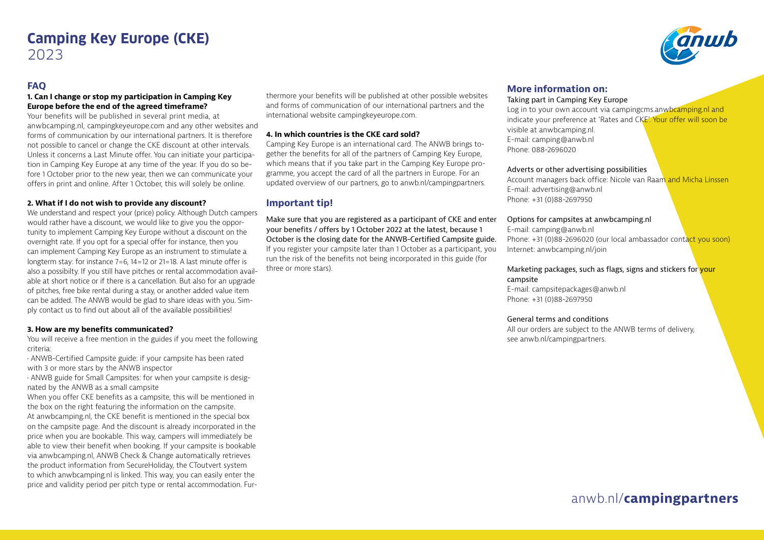# Camping Key Europe (CKE)

2023

## FAQ

**1. Can I change or stop my participation in Camping Key Europe before the end of the agreed timeframe?**

Your benefits will be published in several print media, at anwbcamping.nl, campingkeyeurope.com and any other websites and forms of communication by our international partners. It is therefore not possible to cancel or change the CKE discount at other intervals. Unless it concerns a Last Minute offer. You can initiate your participation in Camping Key Europe at any time of the year. If you do so before 1 October prior to the new year, then we can communicate your offers in print and online. After 1 October, this will solely be online.

**2. What if I do not wish to provide any discount?**

We understand and respect your (price) policy. Although Dutch campers would rather have a discount, we would like to give you the opportunity to implement Camping Key Europe without a discount on the overnight rate. If you opt for a special offer for instance, then you can implement Camping Key Europe as an instrument to stimulate a longterm stay: for instance 7=6, 14=12 or 21=18. A last minute offer is also a possibilty. If you still have pitches or rental accommodation available at short notice or if there is a cancellation. But also for an upgrade of pitches, free bike rental during a stay, or another added value item can be added. The ANWB would be glad to share ideas with you. Simply contact us to find out about all of the available possibilities!

**3. How are my benefits communicated?**

You will receive a free mention in the guides if you meet the following criteria:

- ANWB-Certified Campsite guide: if your campsite has been rated with 3 or more stars by the ANWB inspector
- ANWB guide for Small Campsites: for when your campsite is designated by the ANWB as a small campsite

When you offer CKE benefits as a campsite, this will be mentioned in the box on the right featuring the information on the campsite. At anwbcamping.nl, the CKE benefit is mentioned in the special box on the campsite page. And the discount is already incorporated in the price when you are bookable. This way, campers will immediately be able to view their benefit when booking. If your campsite is bookable via anwbcamping.nl, ANWB Check & Change automatically retrieves the product information from SecureHoliday, the CToutvert system to which anwbcamping.nl is linked. This way, you can easily enter the price and validity period per pitch type or rental accommodation. Furthermore your benefits will be published at other possible websites and forms of communication of our international partners and the international website campingkeyeurope.com.

**4. In which countries is the CKE card sold?**

Camping Key Europe is an international card. The ANWB brings together the benefits for all of the partners of Camping Key Europe, which means that if you take part in the Camping Key Europe programme, you accept the card of all the partners in Europe. For an updated overview of our partners, go to anwb.nl/campingpartners.

## Important tip!

Make sure that you are registered as a participant of CKE and enter your benefits / offers by 1 October 2022 at the latest, because 1 October is the closing date for the ANWB-Certified Campsite guide. If you register your campsite later than 1 October as a participant, you run the risk of the benefits not being incorporated in this guide (for three or more stars).

## More information on:

Taking part in Camping Key Europe
Log in to your own account via campingcms.anwbcamping.nl and indicate your preference at 'Rates and CKE'. Your offer will soon be visible at anwbcamping.nl.
E-mail: camping@anwb.nl
Phone: 088-2696020

Adverts or other advertising possibilities
Account managers back office: Nicole van Raam and Micha Linssen
E-mail: advertising@anwb.nl
Phone: +31 (0)88-2697950

Options for campsites at anwbcamping.nl
E-mail: camping@anwb.nl
Phone: +31 (0)88-2696020 (our local ambassador contact you soon)
Internet: anwbcamping.nl/join

Marketing packages, such as flags, signs and stickers for your campsite
E-mail: campsitepackages@anwb.nl
Phone: +31 (0)88-2697950

General terms and conditions
All our orders are subject to the ANWB terms of delivery, see anwb.nl/campingpartners.

anwb.nl/**campingpartners**